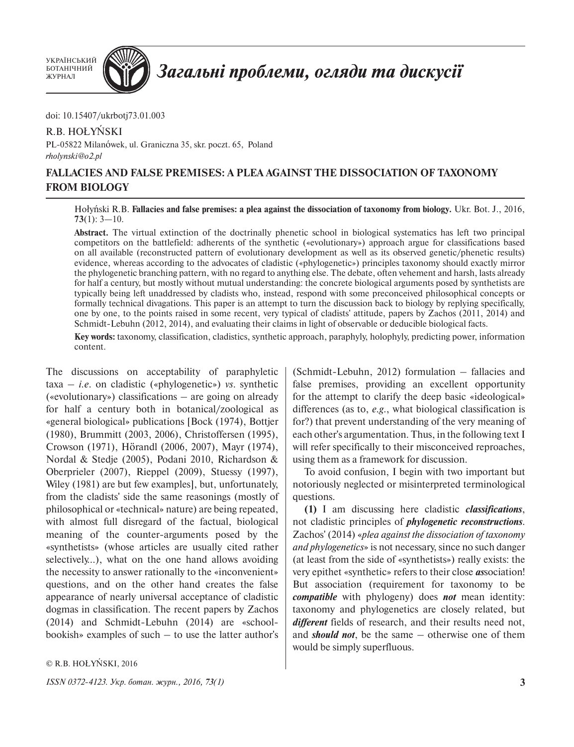doi: 10.15407/ukrbotj73.01.003

R.B. HOŁYŃSKI

PL-05822 Milanówek, ul. Graniczna 35, skr. poczt. 65, Poland
*rholynski@o2.pl*

# FALLACIES AND FALSE PREMISES: A PLEA AGAINST THE DISSOCIATION OF TAXONOMY FROM BIOLOGY

Hołyński R.B. **Fallacies and false premises: a plea against the dissociation of taxonomy from biology.** Ukr. Bot. J., 2016, **73**(1): 3—10.

**Abstract.** The virtual extinction of the doctrinally phenetic school in biological systematics has left two principal competitors on the battlefield: adherents of the synthetic («evolutionary») approach argue for classifications based on all available (reconstructed pattern of evolutionary development as well as its observed genetic/phenetic results) evidence, whereas according to the advocates of cladistic («phylogenetic») principles taxonomy should exactly mirror the phylogenetic branching pattern, with no regard to anything else. The debate, often vehement and harsh, lasts already for half a century, but mostly without mutual understanding: the concrete biological arguments posed by synthetists are typically being left unaddressed by cladists who, instead, respond with some preconceived philosophical concepts or formally technical divagations. This paper is an attempt to turn the discussion back to biology by replying specifically, one by one, to the points raised in some recent, very typical of cladists' attitude, papers by Zachos (2011, 2014) and Schmidt-Lebuhn (2012, 2014), and evaluating their claims in light of observable or deducible biological facts.

**Key words:** taxonomy, classification, cladistics, synthetic approach, paraphyly, holophyly, predicting power, information content.

The discussions on acceptability of paraphyletic taxa — *i.e.* on cladistic («phylogenetic») *vs.* synthetic («evolutionary») classifications — are going on already for half a century both in botanical/zoological as «general biological» publications [Bock (1974), Bottjer (1980), Brummitt (2003, 2006), Christoffersen (1995), Crowson (1971), Hörandl (2006, 2007), Mayr (1974), Nordal & Stedje (2005), Podani 2010, Richardson & Oberprieler (2007), Rieppel (2009), Stuessy (1997), Wiley (1981) are but few examples], but, unfortunately, from the cladists' side the same reasonings (mostly of philosophical or «technical» nature) are being repeated, with almost full disregard of the factual, biological meaning of the counter-arguments posed by the «synthetists» (whose articles are usually cited rather selectively...), what on the one hand allows avoiding the necessity to answer rationally to the «inconvenient» questions, and on the other hand creates the false appearance of nearly universal acceptance of cladistic dogmas in classification. The recent papers by Zachos (2014) and Schmidt-Lebuhn (2014) are «school-bookish» examples of such — to use the latter author's (Schmidt-Lebuhn, 2012) formulation — fallacies and false premises, providing an excellent opportunity for the attempt to clarify the deep basic «ideological» differences (as to, *e.g.*, what biological classification is for?) that prevent understanding of the very meaning of each other's argumentation. Thus, in the following text I will refer specifically to their misconceived reproaches, using them as a framework for discussion.

To avoid confusion, I begin with two important but notoriously neglected or misinterpreted terminological questions.

**(1)** I am discussing here cladistic ***classifications***, not cladistic principles of ***phylogenetic reconstructions***. Zachos' (2014) «*plea against the dissociation of taxonomy and phylogenetics*» is not necessary, since no such danger (at least from the side of «synthetists») really exists: the very epithet «synthetic» refers to their close ***as***sociation! But association (requirement for taxonomy to be ***compatible*** with phylogeny) does ***not*** mean identity: taxonomy and phylogenetics are closely related, but ***different*** fields of research, and their results need not, and ***should not***, be the same — otherwise one of them would be simply superfluous.

© R.B. HOŁYŃSKI, 2016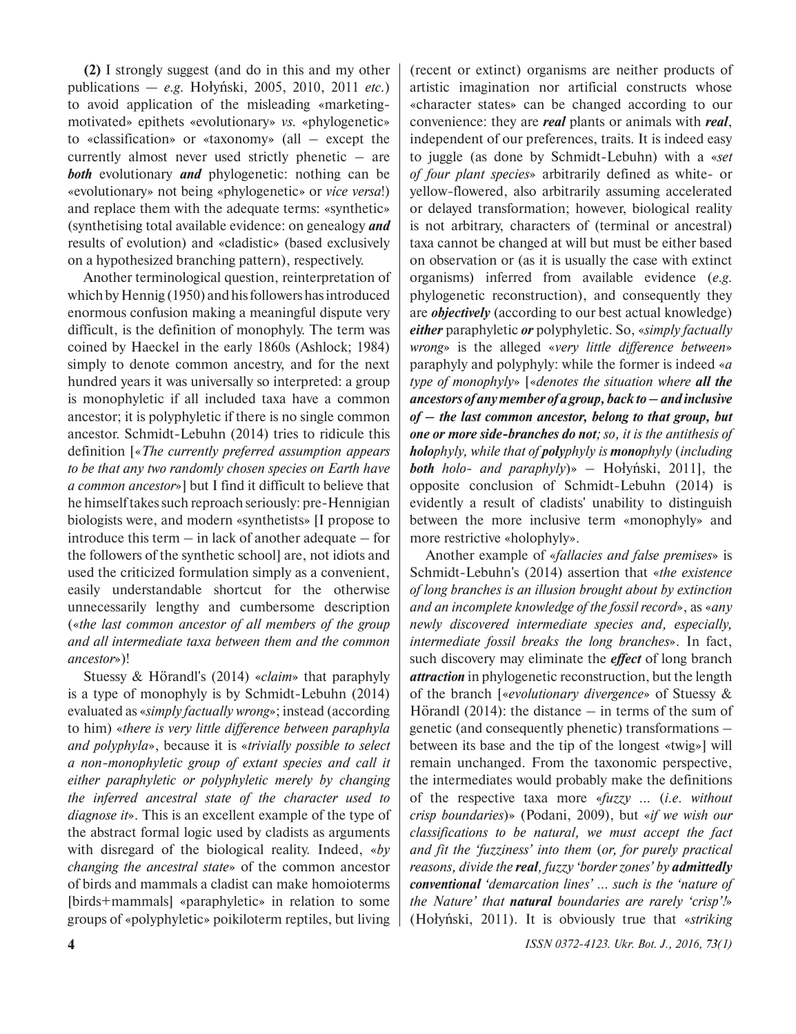**(2)** I strongly suggest (and do in this and my other publications — *e.g.* Hołyński, 2005, 2010, 2011 *etc.*) to avoid application of the misleading «marketing-motivated» epithets «evolutionary» *vs.* «phylogenetic» to «classification» or «taxonomy» (all – except the currently almost never used strictly phenetic – are ***both*** evolutionary ***and*** phylogenetic: nothing can be «evolutionary» not being «phylogenetic» or *vice versa*!) and replace them with the adequate terms: «synthetic» (synthetising total available evidence: on genealogy ***and*** results of evolution) and «cladistic» (based exclusively on a hypothesized branching pattern), respectively.

Another terminological question, reinterpretation of which by Hennig (1950) and his followers has introduced enormous confusion making a meaningful dispute very difficult, is the definition of monophyly. The term was coined by Haeckel in the early 1860s (Ashlock; 1984) simply to denote common ancestry, and for the next hundred years it was universally so interpreted: a group is monophyletic if all included taxa have a common ancestor; it is polyphyletic if there is no single common ancestor. Schmidt-Lebuhn (2014) tries to ridicule this definition [«*The currently preferred assumption appears to be that any two randomly chosen species on Earth have a common ancestor*»] but I find it difficult to believe that he himself takes such reproach seriously: pre-Hennigian biologists were, and modern «synthetists» [I propose to introduce this term – in lack of another adequate – for the followers of the synthetic school] are, not idiots and used the criticized formulation simply as a convenient, easily understandable shortcut for the otherwise unnecessarily lengthy and cumbersome description («*the last common ancestor of all members of the group and all intermediate taxa between them and the common ancestor*»)!

Stuessy & Hörandl's (2014) «*claim*» that paraphyly is a type of monophyly is by Schmidt-Lebuhn (2014) evaluated as «*simply factually wrong*»; instead (according to him) «*there is very little difference between paraphyla and polyphyla*», because it is «*trivially possible to select a non-monophyletic group of extant species and call it either paraphyletic or polyphyletic merely by changing the inferred ancestral state of the character used to diagnose it*». This is an excellent example of the type of the abstract formal logic used by cladists as arguments with disregard of the biological reality. Indeed, «*by changing the ancestral state*» of the common ancestor of birds and mammals a cladist can make homoioterms [birds+mammals] «paraphyletic» in relation to some groups of «polyphyletic» poikiloterm reptiles, but living (recent or extinct) organisms are neither products of artistic imagination nor artificial constructs whose «character states» can be changed according to our convenience: they are ***real*** plants or animals with ***real***, independent of our preferences, traits. It is indeed easy to juggle (as done by Schmidt-Lebuhn) with a «*set of four plant species*» arbitrarily defined as white- or yellow-flowered, also arbitrarily assuming accelerated or delayed transformation; however, biological reality is not arbitrary, characters of (terminal or ancestral) taxa cannot be changed at will but must be either based on observation or (as it is usually the case with extinct organisms) inferred from available evidence (*e.g.* phylogenetic reconstruction), and consequently they are ***objectively*** (according to our best actual knowledge) ***either*** paraphyletic ***or*** polyphyletic. So, «*simply factually wrong*» is the alleged «*very little difference between*» paraphyly and polyphyly: while the former is indeed «*a type of monophyly*» [«*denotes the situation where **all the ancestors of any member of a group, back to – and inclusive of – the last common ancestor, belong to that group, but one or more side-branches do not**; so, it is the antithesis of **holo**phyly, while that of **poly**phyly is **mono**phyly* (*including **both** holo- and paraphyly*)» – Hołyński, 2011], the opposite conclusion of Schmidt-Lebuhn (2014) is evidently a result of cladists' unability to distinguish between the more inclusive term «monophyly» and more restrictive «holophyly».

Another example of «*fallacies and false premises*» is Schmidt-Lebuhn's (2014) assertion that «*the existence of long branches is an illusion brought about by extinction and an incomplete knowledge of the fossil record*», as «*any newly discovered intermediate species and, especially, intermediate fossil breaks the long branches*». In fact, such discovery may eliminate the ***effect*** of long branch ***attraction*** in phylogenetic reconstruction, but the length of the branch [«*evolutionary divergence*» of Stuessy & Hörandl (2014): the distance – in terms of the sum of genetic (and consequently phenetic) transformations – between its base and the tip of the longest «twig»] will remain unchanged. From the taxonomic perspective, the intermediates would probably make the definitions of the respective taxa more «*fuzzy ...* (*i.e. without crisp boundaries*)» (Podani, 2009), but «*if we wish our classifications to be natural, we must accept the fact and fit the 'fuzziness' into them* (*or, for purely practical reasons, divide the **real**, fuzzy 'border zones' by **admittedly conventional** 'demarcation lines' ... such is the 'nature of the Nature' that **natural** boundaries are rarely 'crisp'!*» (Hołyński, 2011). It is obviously true that «*striking*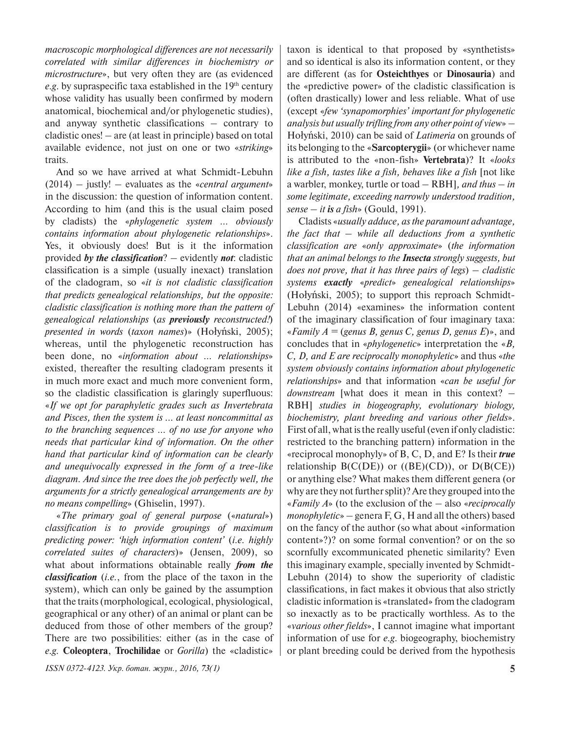*macroscopic morphological differences are not necessarily correlated with similar differences in biochemistry or microstructure*», but very often they are (as evidenced *e.g.* by supraspecific taxa established in the 19th century whose validity has usually been confirmed by modern anatomical, biochemical and/or phylogenetic studies), and anyway synthetic classifications – contrary to cladistic ones! – are (at least in principle) based on total available evidence, not just on one or two «*striking*» traits.

And so we have arrived at what Schmidt-Lebuhn (2014) – justly! – evaluates as the «*central argument*» in the discussion: the question of information content. According to him (and this is the usual claim posed by cladists) the «*phylogenetic system … obviously contains information about phylogenetic relationships*». Yes, it obviously does! But is it the information provided ***by the classification***? – evidently ***not***: cladistic classification is a simple (usually inexact) translation of the cladogram, so «*it is not cladistic classification that predicts genealogical relationships, but the opposite: cladistic classification is nothing more than the pattern of genealogical relationships* (*as* ***previously*** *reconstructed!*) *presented in words* (*taxon names*)» (Hołyński, 2005); whereas, until the phylogenetic reconstruction has been done, no «*information about … relationships*» existed, thereafter the resulting cladogram presents it in much more exact and much more convenient form, so the cladistic classification is glaringly superfluous: «*If we opt for paraphyletic grades such as Invertebrata and Pisces, then the system is … at least noncommittal as to the branching sequences … of no use for anyone who needs that particular kind of information. On the other hand that particular kind of information can be clearly and unequivocally expressed in the form of a tree-like diagram. And since the tree does the job perfectly well, the arguments for a strictly genealogical arrangements are by no means compelling*» (Ghiselin, 1997).

«*The primary goal of general purpose* («*natural*») *classification is to provide groupings of maximum predicting power: 'high information content'* (*i.e. highly correlated suites of characters*)» (Jensen, 2009), so what about informations obtainable really ***from the classification*** (*i.e.*, from the place of the taxon in the system), which can only be gained by the assumption that the traits (morphological, ecological, physiological, geographical or any other) of an animal or plant can be deduced from those of other members of the group? There are two possibilities: either (as in the case of *e.g.* **Coleoptera**, **Trochilidae** or *Gorilla*) the «cladistic» taxon is identical to that proposed by «synthetists» and so identical is also its information content, or they are different (as for **Osteichthyes** or **Dinosauria**) and the «predictive power» of the cladistic classification is (often drastically) lower and less reliable. What of use (except «*few 'synapomorphies' important for phylogenetic analysis but usually trifling from any other point of view*» – Hołyński, 2010) can be said of *Latimeria* on grounds of its belonging to the «**Sarcopterygii**» (or whichever name is attributed to the «non-fish» **Vertebrata**)? It «*looks like a fish, tastes like a fish, behaves like a fish* [not like a warbler, monkey, turtle or toad – RBH]*, and thus – in some legitimate, exceeding narrowly understood tradition, sense – it* ***is*** *a fish*» (Gould, 1991).

Cladists «*usually adduce, as the paramount advantage, the fact that – while all deductions from a synthetic classification are* «*only approximate*» (*the information that an animal belongs to the* ***Insecta*** *strongly suggests, but does not prove, that it has three pairs of legs*) *– cladistic systems* ***exactly*** «*predict*» *genealogical relationships*» (Hołyński, 2005); to support this reproach Schmidt-Lebuhn (2014) «examines» the information content of the imaginary classification of four imaginary taxa: «*Family A* = (*genus B, genus C, genus D, genus E*)», and concludes that in «*phylogenetic*» interpretation the «*B, C, D, and E are reciprocally monophyletic*» and thus «*the system obviously contains information about phylogenetic relationships*» and that information «*can be useful for downstream* [what does it mean in this context? – RBH] *studies in biogeography, evolutionary biology, biochemistry, plant breeding and various other fields*». First of all, what is the really useful (even if only cladistic: restricted to the branching pattern) information in the «reciprocal monophyly» of B, C, D, and E? Is their ***true*** relationship B(C(DE)) or ((BE)(CD)), or D(B(CE)) or anything else? What makes them different genera (or why are they not further split)? Are they grouped into the «*Family A*» (to the exclusion of the – also «*reciprocally monophyletic*» – genera F, G, H and all the others) based on the fancy of the author (so what about «information content»?)? on some formal convention? or on the so scornfully excommunicated phenetic similarity? Even this imaginary example, specially invented by Schmidt-Lebuhn (2014) to show the superiority of cladistic classifications, in fact makes it obvious that also strictly cladistic information is «translated» from the cladogram so inexactly as to be practically worthless. As to the «*various other fields*», I cannot imagine what important information of use for *e.g.* biogeography, biochemistry or plant breeding could be derived from the hypothesis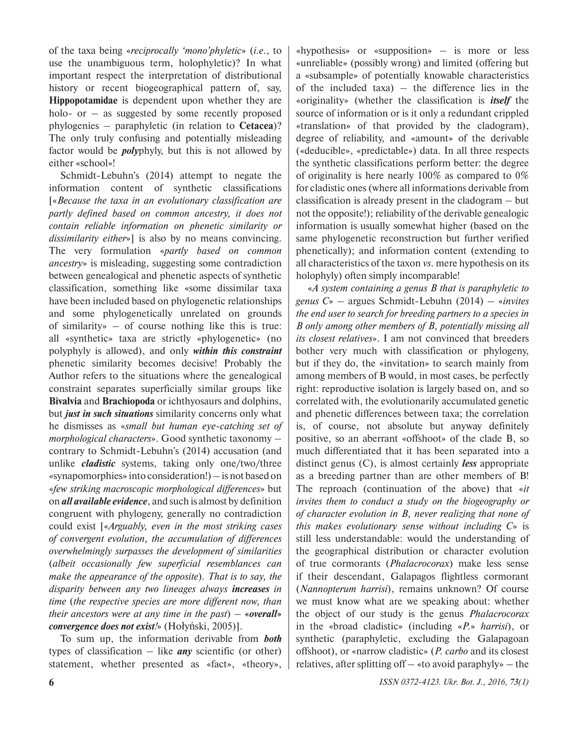of the taxa being «*reciprocally 'mono'phyletic*» (*i.e.*, to use the unambiguous term, holophyletic)? In what important respect the interpretation of distributional history or recent biogeographical pattern of, say, **Hippopotamidae** is dependent upon whether they are holo- or – as suggested by some recently proposed phylogenies – paraphyletic (in relation to **Cetacea**)? The only truly confusing and potentially misleading factor would be ***poly***phyly, but this is not allowed by either «school»!

Schmidt-Lebuhn's (2014) attempt to negate the information content of synthetic classifications [«*Because the taxa in an evolutionary classification are partly defined based on common ancestry, it does not contain reliable information on phenetic similarity or dissimilarity either*»] is also by no means convincing. The very formulation «*partly based on common ancestry*» is misleading, suggesting some contradiction between genealogical and phenetic aspects of synthetic classification, something like «some dissimilar taxa have been included based on phylogenetic relationships and some phylogenetically unrelated on grounds of similarity» – of course nothing like this is true: all «synthetic» taxa are strictly «phylogenetic» (no polyphyly is allowed), and only ***within this constraint*** phenetic similarity becomes decisive! Probably the Author refers to the situations where the genealogical constraint separates superficially similar groups like **Bivalvia** and **Brachiopoda** or ichthyosaurs and dolphins, but ***just in such situations*** similarity concerns only what he dismisses as «*small but human eye-catching set of morphological characters*». Good synthetic taxonomy – contrary to Schmidt-Lebuhn's (2014) accusation (and unlike ***cladistic*** systems, taking only one/two/three «synapomorphies» into consideration!) – is not based on «*few striking macroscopic morphological differences*» but on ***all available evidence***, and such is almost by definition congruent with phylogeny, generally no contradiction could exist [«*Arguably, even in the most striking cases of convergent evolution, the accumulation of differences overwhelmingly surpasses the development of similarities* (*albeit occasionally few superficial resemblances can make the appearance of the opposite*). *That is to say, the disparity between any two lineages always **increases** in time* (*the respective species are more different now, than their ancestors were at any time in the past*) – ***«overall» convergence does not exist!***» (Hołyński, 2005)].

To sum up, the information derivable from ***both*** types of classification – like ***any*** scientific (or other) statement, whether presented as «fact», «theory», «hypothesis» or «supposition» – is more or less «unreliable» (possibly wrong) and limited (offering but a «subsample» of potentially knowable characteristics of the included taxa) – the difference lies in the «originality» (whether the classification is ***itself*** the source of information or is it only a redundant crippled «translation» of that provided by the cladogram), degree of reliability, and «amount» of the derivable («deducible», «predictable») data. In all three respects the synthetic classifications perform better: the degree of originality is here nearly 100% as compared to 0% for cladistic ones (where all informations derivable from classification is already present in the cladogram – but not the opposite!); reliability of the derivable genealogic information is usually somewhat higher (based on the same phylogenetic reconstruction but further verified phenetically); and information content (extending to all characteristics of the taxon *vs*. mere hypothesis on its holophyly) often simply incomparable!

«*A system containing a genus B that is paraphyletic to genus C*» – argues Schmidt-Lebuhn (2014) – «*invites the end user to search for breeding partners to a species in B only among other members of B, potentially missing all its closest relatives*». I am not convinced that breeders bother very much with classification or phylogeny, but if they do, the «invitation» to search mainly from among members of B would, in most cases, be perfectly right: reproductive isolation is largely based on, and so correlated with, the evolutionarily accumulated genetic and phenetic differences between taxa; the correlation is, of course, not absolute but anyway definitely positive, so an aberrant «offshoot» of the clade B, so much differentiated that it has been separated into a distinct genus (C), is almost certainly ***less*** appropriate as a breeding partner than are other members of B! The reproach (continuation of the above) that «*it invites them to conduct a study on the biogeography or of character evolution in B, never realizing that none of this makes evolutionary sense without including C*» is still less understandable: would the understanding of the geographical distribution or character evolution of true cormorants (*Phalacrocorax*) make less sense if their descendant, Galapagos flightless cormorant (*Nannopterum harrisi*), remains unknown? Of course we must know what are we speaking about: whether the object of our study is the genus *Phalacrocorax* in the «broad cladistic» (including «*P.*» *harrisi*), or synthetic (paraphyletic, excluding the Galapagoan offshoot), or «narrow cladistic» (*P. carbo* and its closest relatives, after splitting off – «to avoid paraphyly» – the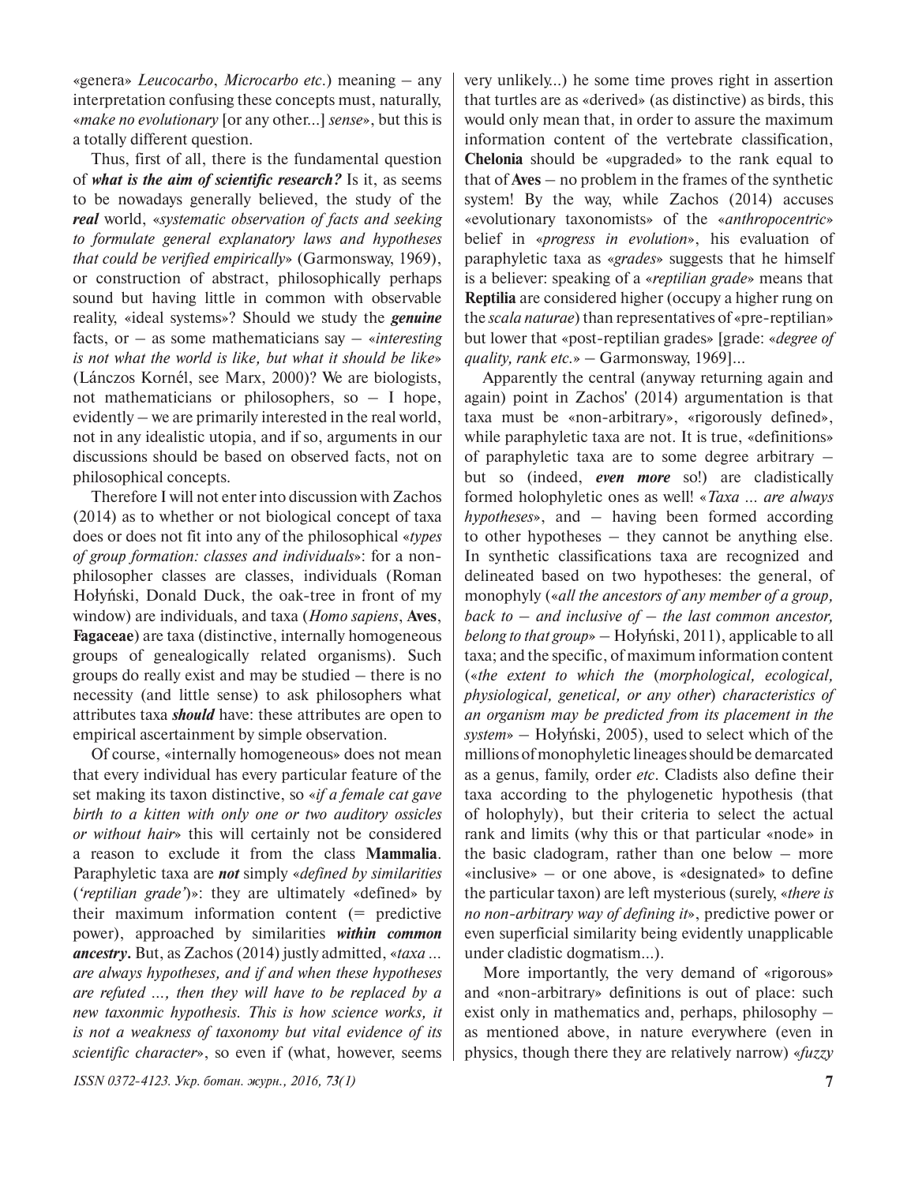«genera» *Leucocarbo*, *Microcarbo etc.*) meaning — any interpretation confusing these concepts must, naturally, «*make no evolutionary* [or any other...] *sense*», but this is a totally different question.

Thus, first of all, there is the fundamental question of ***what is the aim of scientific research?*** Is it, as seems to be nowadays generally believed, the study of the ***real*** world, «*systematic observation of facts and seeking to formulate general explanatory laws and hypotheses that could be verified empirically*» (Garmonsway, 1969), or construction of abstract, philosophically perhaps sound but having little in common with observable reality, «ideal systems»? Should we study the ***genuine*** facts, or — as some mathematicians say — «*interesting is not what the world is like, but what it should be like*» (Lánczos Kornél, see Marx, 2000)? We are biologists, not mathematicians or philosophers, so — I hope, evidently — we are primarily interested in the real world, not in any idealistic utopia, and if so, arguments in our discussions should be based on observed facts, not on philosophical concepts.

Therefore I will not enter into discussion with Zachos (2014) as to whether or not biological concept of taxa does or does not fit into any of the philosophical «*types of group formation: classes and individuals*»: for a non-philosopher classes are classes, individuals (Roman Hołyński, Donald Duck, the oak-tree in front of my window) are individuals, and taxa (*Homo sapiens*, **Aves**, **Fagaceae**) are taxa (distinctive, internally homogeneous groups of genealogically related organisms). Such groups do really exist and may be studied — there is no necessity (and little sense) to ask philosophers what attributes taxa ***should*** have: these attributes are open to empirical ascertainment by simple observation.

Of course, «internally homogeneous» does not mean that every individual has every particular feature of the set making its taxon distinctive, so «*if a female cat gave birth to a kitten with only one or two auditory ossicles or without hair*» this will certainly not be considered a reason to exclude it from the class **Mammalia**. Paraphyletic taxa are ***not*** simply «*defined by similarities* (*'reptilian grade'*)»: they are ultimately «defined» by their maximum information content (= predictive power), approached by similarities ***within common ancestry***. But, as Zachos (2014) justly admitted, «*taxa ... are always hypotheses, and if and when these hypotheses are refuted ..., then they will have to be replaced by a new taxonmic hypothesis. This is how science works, it is not a weakness of taxonomy but vital evidence of its scientific character*», so even if (what, however, seems very unlikely...) he some time proves right in assertion that turtles are as «derived» (as distinctive) as birds, this would only mean that, in order to assure the maximum information content of the vertebrate classification, **Chelonia** should be «upgraded» to the rank equal to that of **Aves** — no problem in the frames of the synthetic system! By the way, while Zachos (2014) accuses «evolutionary taxonomists» of the «*anthropocentric*» belief in «*progress in evolution*», his evaluation of paraphyletic taxa as «*grades*» suggests that he himself is a believer: speaking of a «*reptilian grade*» means that **Reptilia** are considered higher (occupy a higher rung on the *scala naturae*) than representatives of «pre-reptilian» but lower that «post-reptilian grades» [grade: «*degree of quality, rank etc.*» — Garmonsway, 1969]...

Apparently the central (anyway returning again and again) point in Zachos' (2014) argumentation is that taxa must be «non-arbitrary», «rigorously defined», while paraphyletic taxa are not. It is true, «definitions» of paraphyletic taxa are to some degree arbitrary — but so (indeed, ***even more*** so!) are cladistically formed holophyletic ones as well! «*Taxa ... are always hypotheses*», and — having been formed according to other hypotheses — they cannot be anything else. In synthetic classifications taxa are recognized and delineated based on two hypotheses: the general, of monophyly («*all the ancestors of any member of a group, back to — and inclusive of — the last common ancestor, belong to that group*» — Hołyński, 2011), applicable to all taxa; and the specific, of maximum information content («*the extent to which the* (*morphological, ecological, physiological, genetical, or any other*) *characteristics of an organism may be predicted from its placement in the system*» — Hołyński, 2005), used to select which of the millions of monophyletic lineages should be demarcated as a genus, family, order *etc*. Cladists also define their taxa according to the phylogenetic hypothesis (that of holophyly), but their criteria to select the actual rank and limits (why this or that particular «node» in the basic cladogram, rather than one below — more «inclusive» — or one above, is «designated» to define the particular taxon) are left mysterious (surely, «*there is no non-arbitrary way of defining it*», predictive power or even superficial similarity being evidently unapplicable under cladistic dogmatism...).

More importantly, the very demand of «rigorous» and «non-arbitrary» definitions is out of place: such exist only in mathematics and, perhaps, philosophy — as mentioned above, in nature everywhere (even in physics, though there they are relatively narrow) «*fuzzy*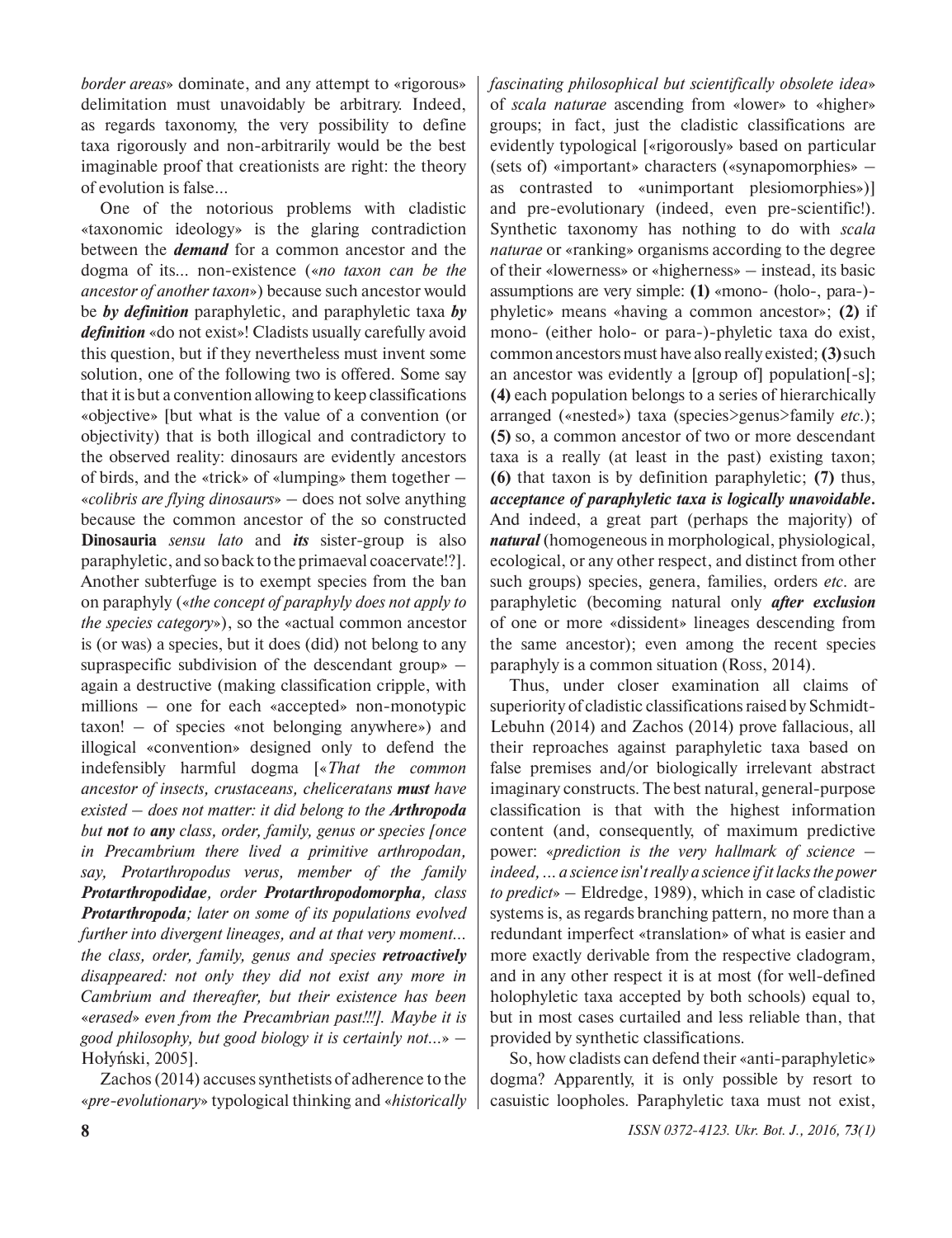*border areas*» dominate, and any attempt to «rigorous» delimitation must unavoidably be arbitrary. Indeed, as regards taxonomy, the very possibility to define taxa rigorously and non-arbitrarily would be the best imaginable proof that creationists are right: the theory of evolution is false...

One of the notorious problems with cladistic «taxonomic ideology» is the glaring contradiction between the ***demand*** for a common ancestor and the dogma of its... non-existence («*no taxon can be the ancestor of another taxon*») because such ancestor would be ***by definition*** paraphyletic, and paraphyletic taxa ***by definition*** «do not exist»! Cladists usually carefully avoid this question, but if they nevertheless must invent some solution, one of the following two is offered. Some say that it is but a convention allowing to keep classifications «objective» [but what is the value of a convention (or objectivity) that is both illogical and contradictory to the observed reality: dinosaurs are evidently ancestors of birds, and the «trick» of «lumping» them together – «*colibris are flying dinosaurs*» – does not solve anything because the common ancestor of the so constructed **Dinosauria** *sensu lato* and ***its*** sister-group is also paraphyletic, and so back to the primaeval coacervate!?]. Another subterfuge is to exempt species from the ban on paraphyly («*the concept of paraphyly does not apply to the species category*»), so the «actual common ancestor is (or was) a species, but it does (did) not belong to any supraspecific subdivision of the descendant group» – again a destructive (making classification cripple, with millions – one for each «accepted» non-monotypic taxon! – of species «not belonging anywhere») and illogical «convention» designed only to defend the indefensibly harmful dogma [«*That the common ancestor of insects, crustaceans, cheliceratans **must** have existed – does not matter: it did belong to the **Arthropoda** but **not** to **any** class, order, family, genus or species [once in Precambrium there lived a primitive arthropodan, say, Protarthropodus verus, member of the family **Protarthropodidae**, order **Protarthropodomorpha**, class **Protarthropoda**; later on some of its populations evolved further into divergent lineages, and at that very moment... the class, order, family, genus and species **retroactively** disappeared: not only they did not exist any more in Cambrium and thereafter, but their existence has been «erased» even from the Precambrian past!!!]. Maybe it is good philosophy, but good biology it is certainly not...*» – Hołyński, 2005].

Zachos (2014) accuses synthetists of adherence to the «*pre-evolutionary*» typological thinking and «*historically fascinating philosophical but scientifically obsolete idea*» of *scala naturae* ascending from «lower» to «higher» groups; in fact, just the cladistic classifications are evidently typological [«rigorously» based on particular (sets of) «important» characters («synapomorphies» – as contrasted to «unimportant plesiomorphies»)] and pre-evolutionary (indeed, even pre-scientific!). Synthetic taxonomy has nothing to do with *scala naturae* or «ranking» organisms according to the degree of their «lowerness» or «higherness» – instead, its basic assumptions are very simple: **(1)** «mono- (holo-, para-)-phyletic» means «having a common ancestor»; **(2)** if mono- (either holo- or para-)-phyletic taxa do exist, common ancestors must have also really existed; **(3)** such an ancestor was evidently a [group of] population[-s]; **(4)** each population belongs to a series of hierarchically arranged («nested») taxa (species>genus>family *etc.*); **(5)** so, a common ancestor of two or more descendant taxa is a really (at least in the past) existing taxon; **(6)** that taxon is by definition paraphyletic; **(7)** thus, ***acceptance of paraphyletic taxa is logically unavoidable***. And indeed, a great part (perhaps the majority) of ***natural*** (homogeneous in morphological, physiological, ecological, or any other respect, and distinct from other such groups) species, genera, families, orders *etc.* are paraphyletic (becoming natural only ***after exclusion*** of one or more «dissident» lineages descending from the same ancestor); even among the recent species paraphyly is a common situation (Ross, 2014).

Thus, under closer examination all claims of superiority of cladistic classifications raised by Schmidt-Lebuhn (2014) and Zachos (2014) prove fallacious, all their reproaches against paraphyletic taxa based on false premises and/or biologically irrelevant abstract imaginary constructs. The best natural, general-purpose classification is that with the highest information content (and, consequently, of maximum predictive power: «*prediction is the very hallmark of science – indeed, ... a science isn't really a science if it lacks the power to predict*» – Eldredge, 1989), which in case of cladistic systems is, as regards branching pattern, no more than a redundant imperfect «translation» of what is easier and more exactly derivable from the respective cladogram, and in any other respect it is at most (for well-defined holophyletic taxa accepted by both schools) equal to, but in most cases curtailed and less reliable than, that provided by synthetic classifications.

So, how cladists can defend their «anti-paraphyletic» dogma? Apparently, it is only possible by resort to casuistic loopholes. Paraphyletic taxa must not exist,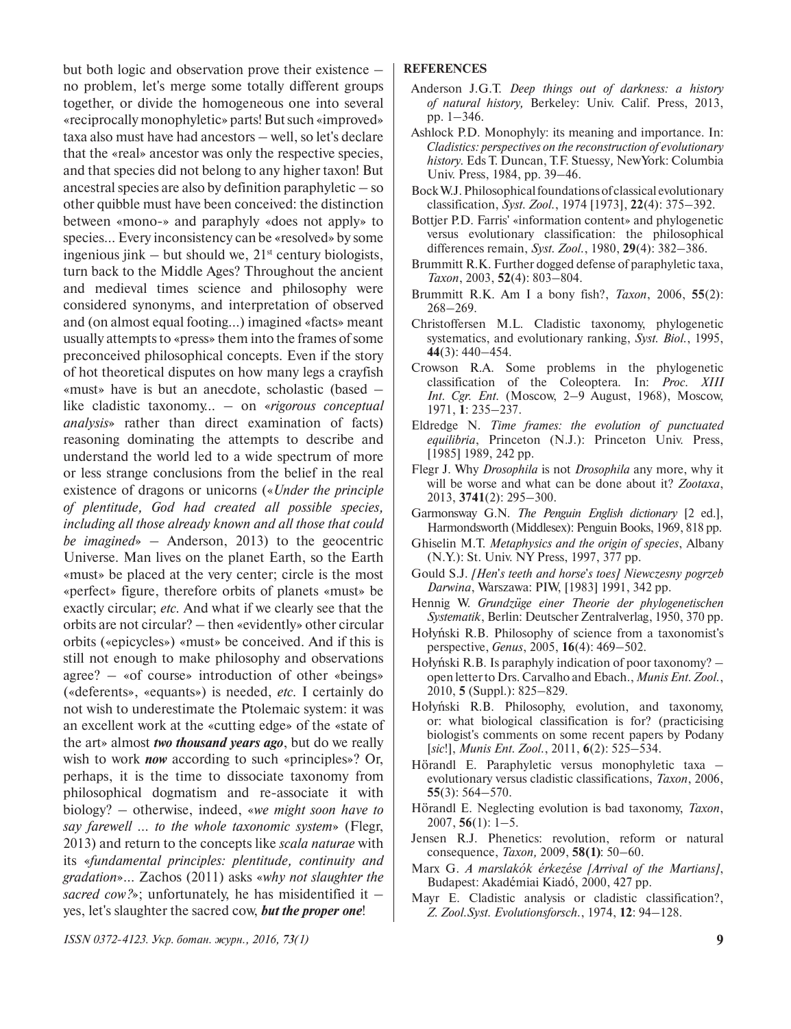but both logic and observation prove their existence – no problem, let's merge some totally different groups together, or divide the homogeneous one into several «reciprocally monophyletic» parts! But such «improved» taxa also must have had ancestors – well, so let's declare that the «real» ancestor was only the respective species, and that species did not belong to any higher taxon! But ancestral species are also by definition paraphyletic – so other quibble must have been conceived: the distinction between «mono-» and paraphyly «does not apply» to species... Every inconsistency can be «resolved» by some ingenious jink – but should we, 21st century biologists, turn back to the Middle Ages? Throughout the ancient and medieval times science and philosophy were considered synonyms, and interpretation of observed and (on almost equal footing...) imagined «facts» meant usually attempts to «press» them into the frames of some preconceived philosophical concepts. Even if the story of hot theoretical disputes on how many legs a crayfish «must» have is but an anecdote, scholastic (based – like cladistic taxonomy... – on «*rigorous conceptual analysis*» rather than direct examination of facts) reasoning dominating the attempts to describe and understand the world led to a wide spectrum of more or less strange conclusions from the belief in the real existence of dragons or unicorns («*Under the principle of plentitude, God had created all possible species, including all those already known and all those that could be imagined*» – Anderson, 2013) to the geocentric Universe. Man lives on the planet Earth, so the Earth «must» be placed at the very center; circle is the most «perfect» figure, therefore orbits of planets «must» be exactly circular; *etc.* And what if we clearly see that the orbits are not circular? – then «evidently» other circular orbits («epicycles») «must» be conceived. And if this is still not enough to make philosophy and observations agree? – «of course» introduction of other «beings» («deferents», «equants») is needed, *etc.* I certainly do not wish to underestimate the Ptolemaic system: it was an excellent work at the «cutting edge» of the «state of the art» almost ***two thousand years ago***, but do we really wish to work ***now*** according to such «principles»? Or, perhaps, it is the time to dissociate taxonomy from philosophical dogmatism and re-associate it with biology? – otherwise, indeed, «*we might soon have to say farewell ... to the whole taxonomic system*» (Flegr, 2013) and return to the concepts like *scala naturae* with its «*fundamental principles: plentitude, continuity and gradation*»... Zachos (2011) asks «*why not slaughter the sacred cow?*»; unfortunately, he has misidentified it – yes, let's slaughter the sacred cow, ***but the proper one***!

## REFERENCES

Anderson J.G.T. *Deep things out of darkness: a history of natural history,* Berkeley: Univ. Calif. Press, 2013, pp. 1–346.

Ashlock P.D. Monophyly: its meaning and importance. In: *Cladistics: perspectives on the reconstruction of evolutionary history.* Eds T. Duncan, T.F. Stuessy, NewYork: Columbia Univ. Press, 1984, pp. 39–46.

Bock W.J. Philosophical foundations of classical evolutionary classification, *Syst. Zool.*, 1974 [1973], **22**(4): 375–392.

Bottjer P.D. Farris' «information content» and phylogenetic versus evolutionary classification: the philosophical differences remain, *Syst. Zool.*, 1980, **29**(4): 382–386.

Brummitt R.K. Further dogged defense of paraphyletic taxa, *Taxon*, 2003, **52**(4): 803–804.

Brummitt R.K. Am I a bony fish?, *Taxon*, 2006, **55**(2): 268–269.

Christoffersen M.L. Cladistic taxonomy, phylogenetic systematics, and evolutionary ranking, *Syst. Biol.*, 1995, **44**(3): 440–454.

Crowson R.A. Some problems in the phylogenetic classification of the Coleoptera. In: *Proc. XIII Int. Cgr. Ent.* (Moscow, 2–9 August, 1968), Moscow, 1971, **1**: 235–237.

Eldredge N. *Time frames: the evolution of punctuated equilibria*, Princeton (N.J.): Princeton Univ. Press, [1985] 1989, 242 pp.

Flegr J. Why *Drosophila* is not *Drosophila* any more, why it will be worse and what can be done about it? *Zootaxa*, 2013, **3741**(2): 295–300.

Garmonsway G.N. *The Penguin English dictionary* [2 ed.], Harmondsworth (Middlesex): Penguin Books, 1969, 818 pp.

Ghiselin M.T. *Metaphysics and the origin of species*, Albany (N.Y.): St. Univ. NY Press, 1997, 377 pp.

Gould S.J. *[Hen's teeth and horse's toes] Niewczesny pogrzeb Darwina*, Warszawa: PIW, [1983] 1991, 342 pp.

Hennig W. *Grundzüge einer Theorie der phylogenetischen Systematik*, Berlin: Deutscher Zentralverlag, 1950, 370 pp.

Hołyński R.B. Philosophy of science from a taxonomist's perspective, *Genus*, 2005, **16**(4): 469–502.

Hołyński R.B. Is paraphyly indication of poor taxonomy? – open letter to Drs. Carvalho and Ebach., *Munis Ent. Zool.*, 2010, **5** (Suppl.): 825–829.

Hołyński R.B. Philosophy, evolution, and taxonomy, or: what biological classification is for? (practicising biologist's comments on some recent papers by Podany [*sic*!], *Munis Ent. Zool.*, 2011, **6**(2): 525–534.

Hörandl E. Paraphyletic versus monophyletic taxa – evolutionary versus cladistic classifications, *Taxon*, 2006, **55**(3): 564–570.

Hörandl E. Neglecting evolution is bad taxonomy, *Taxon*, 2007, **56**(1): 1–5.

Jensen R.J. Phenetics: revolution, reform or natural consequence, *Taxon,* 2009, **58(1)**: 50–60.

Marx G. *A marslakók érkezése [Arrival of the Martians]*, Budapest: Akadémiai Kiadó, 2000, 427 pp.

Mayr E. Cladistic analysis or cladistic classification?, *Z. Zool.Syst. Evolutionsforsch.*, 1974, **12**: 94–128.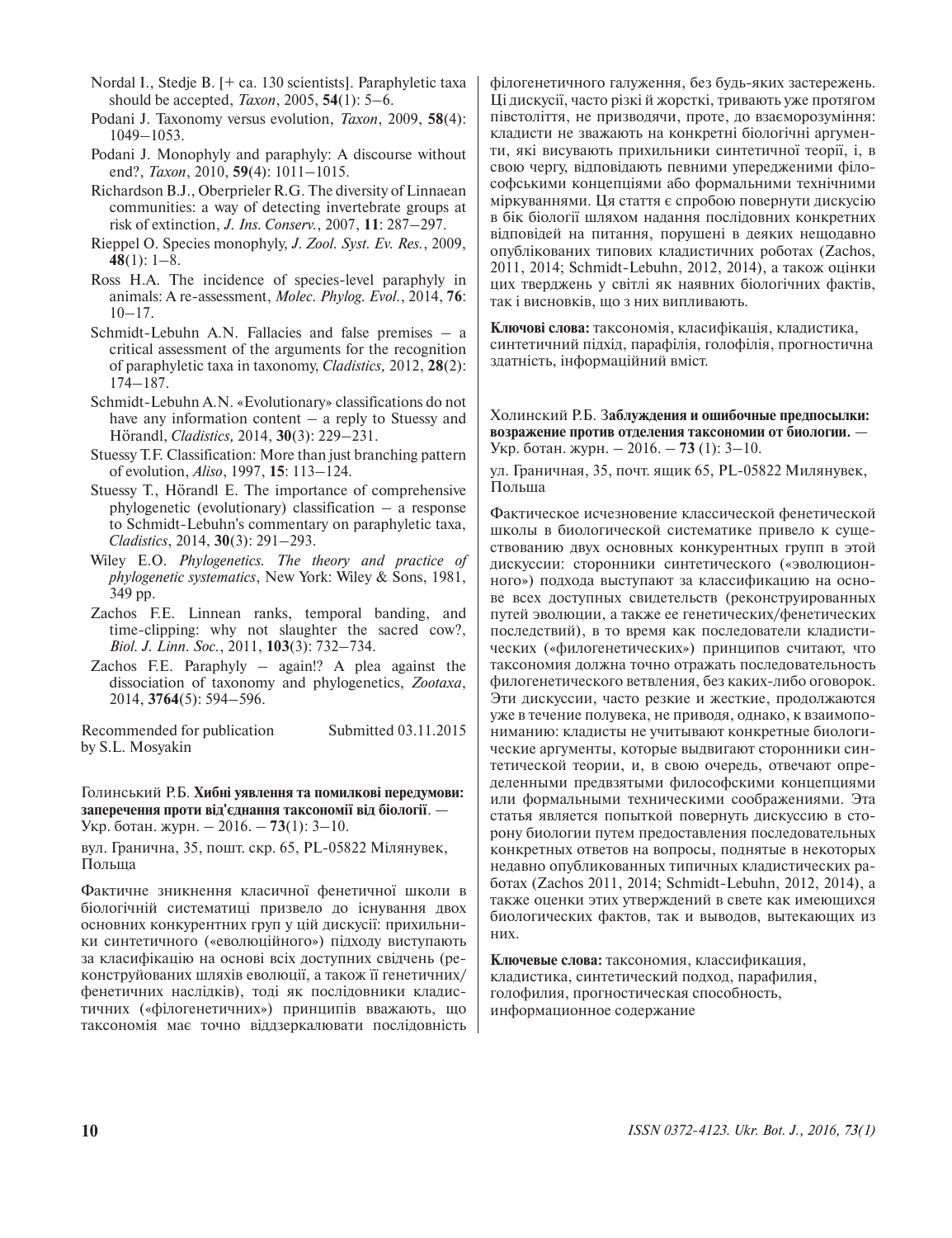Nordal I., Stedje B. [+ ca. 130 scientists]. Paraphyletic taxa should be accepted, *Taxon*, 2005, **54**(1): 5–6.

Podani J. Taxonomy versus evolution, *Taxon*, 2009, **58**(4): 1049–1053.

Podani J. Monophyly and paraphyly: A discourse without end?, *Taxon*, 2010, **59**(4): 1011–1015.

Richardson B.J., Oberprieler R.G. The diversity of Linnaean communities: a way of detecting invertebrate groups at risk of extinction, *J. Ins. Conserv.*, 2007, **11**: 287–297.

Rieppel O. Species monophyly, *J. Zool. Syst. Ev. Res.*, 2009, **48**(1): 1–8.

Ross H.A. The incidence of species-level paraphyly in animals: A re-assessment, *Molec. Phylog. Evol.*, 2014, **76**: 10–17.

Schmidt-Lebuhn A.N. Fallacies and false premises – a critical assessment of the arguments for the recognition of paraphyletic taxa in taxonomy, *Cladistics,* 2012, **28**(2): 174–187.

Schmidt-Lebuhn A.N. «Evolutionary» classifications do not have any information content – a reply to Stuessy and Hörandl, *Cladistics,* 2014, **30**(3): 229–231.

Stuessy T.F. Classification: More than just branching pattern of evolution, *Aliso*, 1997, **15**: 113–124.

Stuessy T., Hörandl E. The importance of comprehensive phylogenetic (evolutionary) classification – a response to Schmidt-Lebuhn's commentary on paraphyletic taxa, *Cladistics*, 2014, **30**(3): 291–293.

Wiley E.O. *Phylogenetics. The theory and practice of phylogenetic systematics*, New York: Wiley & Sons, 1981, 349 pp.

Zachos F.E. Linnean ranks, temporal banding, and time-clipping: why not slaughter the sacred cow?, *Biol. J. Linn. Soc.*, 2011, **103**(3): 732–734.

Zachos F.E. Paraphyly – again!? A plea against the dissociation of taxonomy and phylogenetics, *Zootaxa*, 2014, **3764**(5): 594–596.

Recommended for publication by S.L. Mosyakin — Submitted 03.11.2015

Голинський Р.Б. **Хибні уявлення та помилкові передумови: заперечення проти від'єднання таксономії від біології**. — Укр. ботан. журн. – 2016. – **73**(1): 3–10.

вул. Гранична, 35, пошт. скр. 65, PL-05822 Мілянувек, Польща

Фактичне зникнення класичної фенетичної школи в біологічній систематиці призвело до існування двох основних конкурентних груп у цій дискусії: прихильники синтетичного («еволюційного») підходу виступають за класифікацію на основі всіх доступних свідчень (реконструйованих шляхів еволюції, а також її генетичних/фенетичних наслідків), тоді як послідовники кладистичних («філогенетичних») принципів вважають, що таксономія має точно віддзеркалювати послідовність філогенетичного галуження, без будь-яких застережень. Ці дискусії, часто різкі й жорсткі, тривають уже протягом півстоліття, не призводячи, проте, до взаєморозуміння: кладисти не зважають на конкретні біологічні аргументи, які висувають прихильники синтетичної теорії, і, в свою чергу, відповідають певними упередженими філософськими концепціями або формальними технічними міркуваннями. Ця стаття є спробою повернути дискусію в бік біології шляхом надання послідовних конкретних відповідей на питання, порушені в деяких нещодавно опублікованих типових кладистичних роботах (Zachos, 2011, 2014; Schmidt-Lebuhn, 2012, 2014), а також оцінки цих тверджень у світлі як наявних біологічних фактів, так і висновків, що з них випливають.

**Ключові слова:** таксономія, класифікація, кладистика, синтетичний підхід, парафілія, голофілія, прогностична здатність, інформаційний вміст.

Холинский Р.Б. З**аблуждения и ошибочные предпосылки: возражение против отделения таксономии от биологии.** — Укр. ботан. журн. – 2016. – **73** (1): 3–10.

ул. Граничная, 35, почт. ящик 65, PL-05822 Милянувек, Польша

Фактическое исчезновение классической фенетической школы в биологической систематике привело к существованию двух основных конкурентных групп в этой дискуссии: сторонники синтетического («эволюционного») подхода выступают за классификацию на основе всех доступных свидетельств (реконструированных путей эволюции, а также ее генетических/фенетических последствий), в то время как последователи кладистических («филогенетических») принципов считают, что таксономия должна точно отражать последовательность филогенетического ветвления, без каких-либо оговорок. Эти дискуссии, часто резкие и жесткие, продолжаются уже в течение полувека, не приводя, однако, к взаимопониманию: кладисты не учитывают конкретные биологические аргументы, которые выдвигают сторонники синтетической теории, и, в свою очередь, отвечают определенными предвзятыми философскими концепциями или формальными техническими соображениями. Эта статья является попыткой повернуть дискуссию в сторону биологии путем предоставления последовательных конкретных ответов на вопросы, поднятые в некоторых недавно опубликованных типичных кладистических работах (Zachos 2011, 2014; Schmidt-Lebuhn, 2012, 2014), а также оценки этих утверждений в свете как имеющихся биологических фактов, так и выводов, вытекающих из них.

**Ключевые слова:** таксономия, классификация, кладистика, синтетический подход, парафилия, голофилия, прогностическая способность, информационное содержание